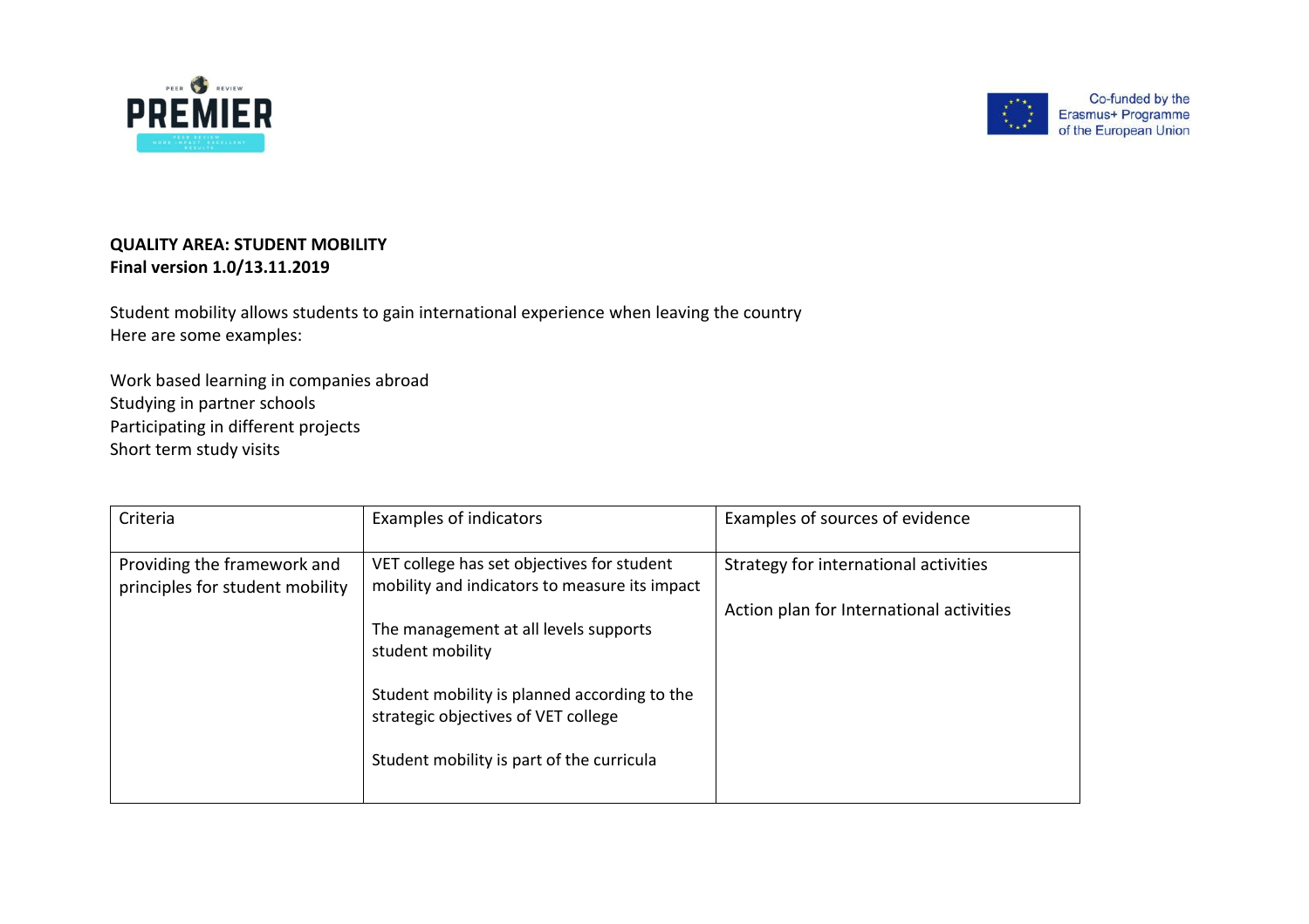**QUALITY AREA: STUDENT MOBILITY**
**Final version 1.0/13.11.2019**

Student mobility allows students to gain international experience when leaving the country
Here are some examples:

Work based learning in companies abroad
Studying in partner schools
Participating in different projects
Short term study visits

| Criteria | Examples of indicators | Examples of sources of evidence |
|---|---|---|
| Providing the framework and principles for student mobility | VET college has set objectives for student mobility and indicators to measure its impact<br><br>The management at all levels supports student mobility<br><br>Student mobility is planned according to the strategic objectives of VET college<br><br>Student mobility is part of the curricula | Strategy for international activities<br><br>Action plan for International activities |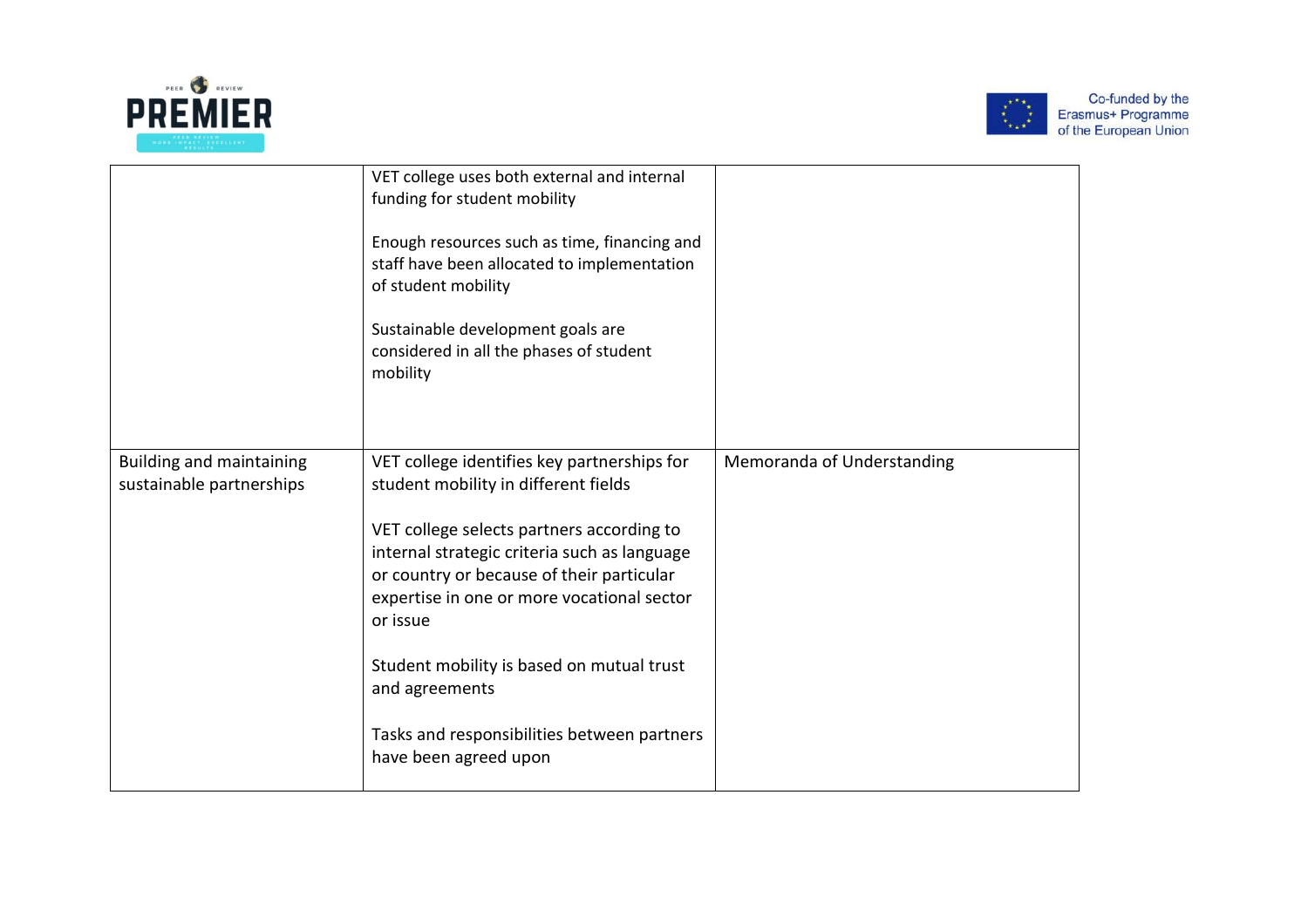| | | |
|---|---|---|
| | VET college uses both external and internal funding for student mobility<br><br>Enough resources such as time, financing and staff have been allocated to implementation of student mobility<br><br>Sustainable development goals are considered in all the phases of student mobility | |
| Building and maintaining sustainable partnerships | VET college identifies key partnerships for student mobility in different fields<br><br>VET college selects partners according to internal strategic criteria such as language or country or because of their particular expertise in one or more vocational sector or issue<br><br>Student mobility is based on mutual trust and agreements<br><br>Tasks and responsibilities between partners have been agreed upon | Memoranda of Understanding |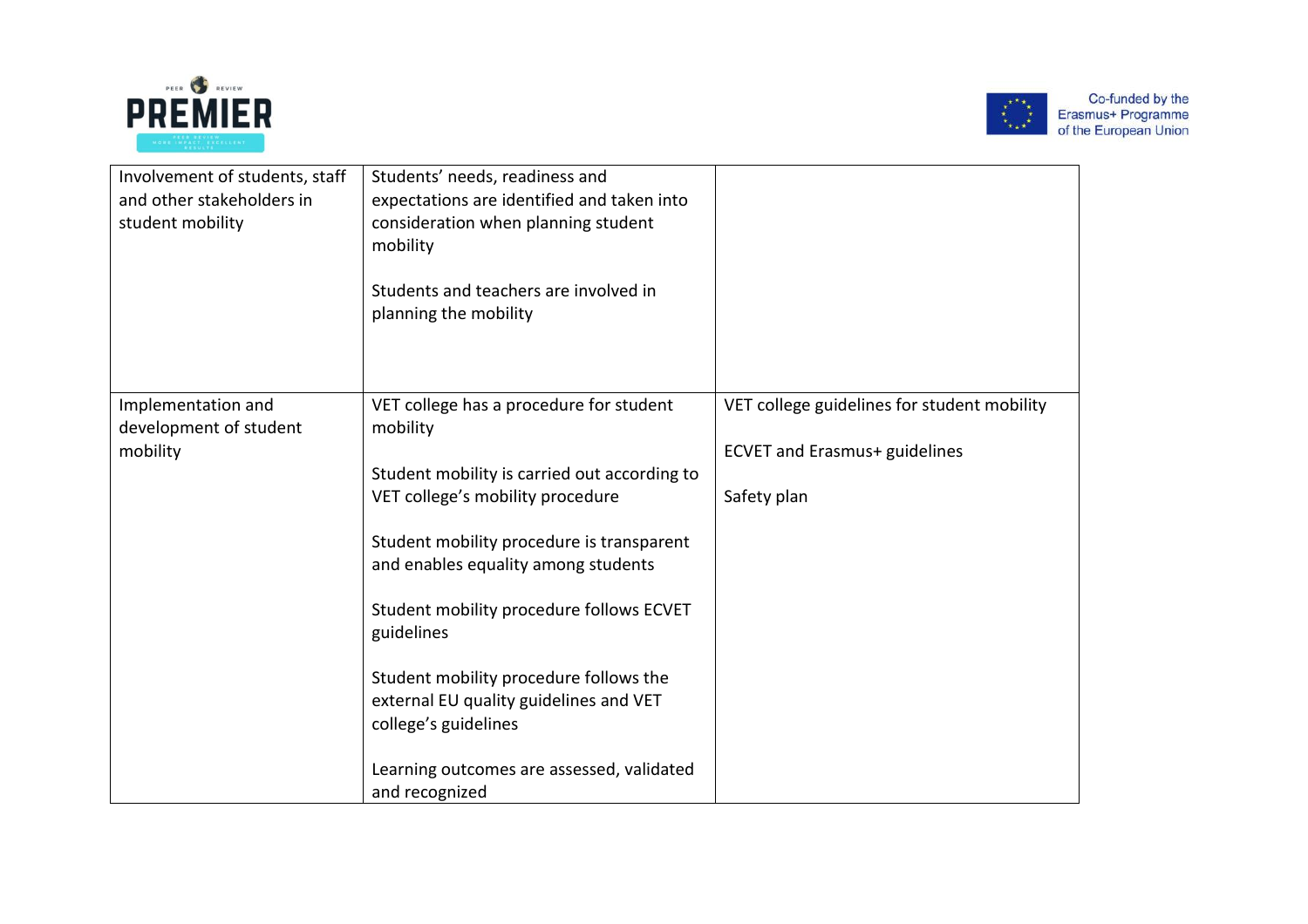| | | |
|---|---|---|
| Involvement of students, staff and other stakeholders in student mobility | Students' needs, readiness and expectations are identified and taken into consideration when planning student mobility<br><br>Students and teachers are involved in planning the mobility | |
| Implementation and development of student mobility | VET college has a procedure for student mobility<br><br>Student mobility is carried out according to VET college's mobility procedure<br><br>Student mobility procedure is transparent and enables equality among students<br><br>Student mobility procedure follows ECVET guidelines<br><br>Student mobility procedure follows the external EU quality guidelines and VET college's guidelines<br><br>Learning outcomes are assessed, validated and recognized | VET college guidelines for student mobility<br><br>ECVET and Erasmus+ guidelines<br><br>Safety plan |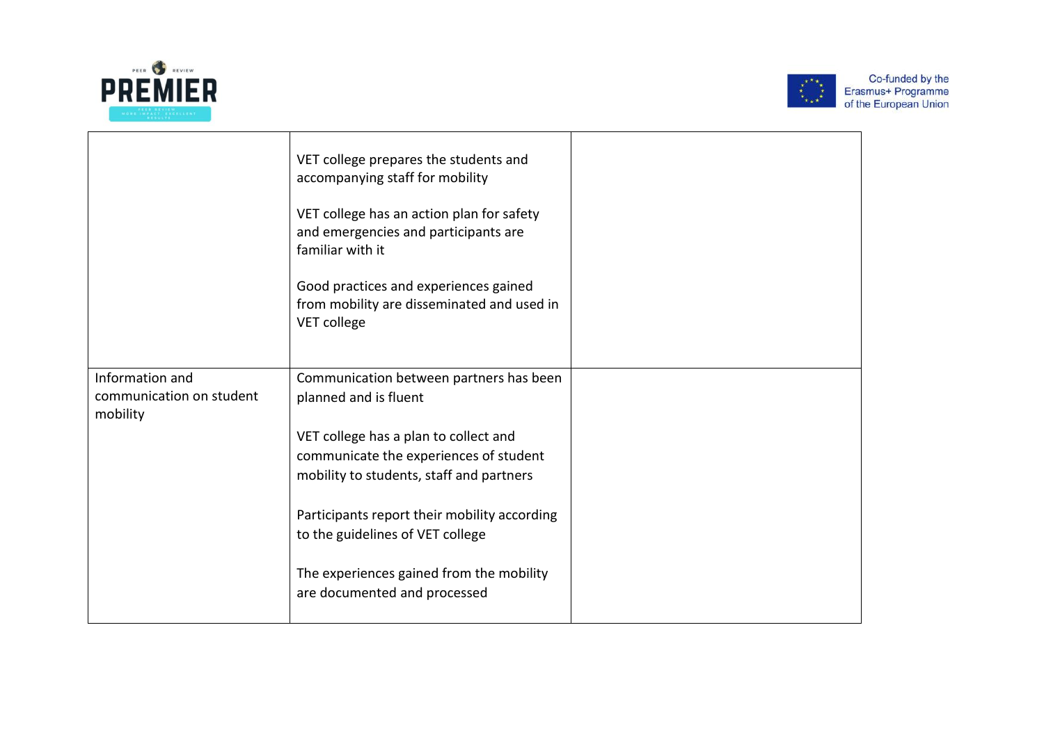| | | |
|---|---|---|
| | VET college prepares the students and accompanying staff for mobility<br><br>VET college has an action plan for safety and emergencies and participants are familiar with it<br><br>Good practices and experiences gained from mobility are disseminated and used in VET college | |
| Information and communication on student mobility | Communication between partners has been planned and is fluent<br><br>VET college has a plan to collect and communicate the experiences of student mobility to students, staff and partners<br><br>Participants report their mobility according to the guidelines of VET college<br><br>The experiences gained from the mobility are documented and processed | |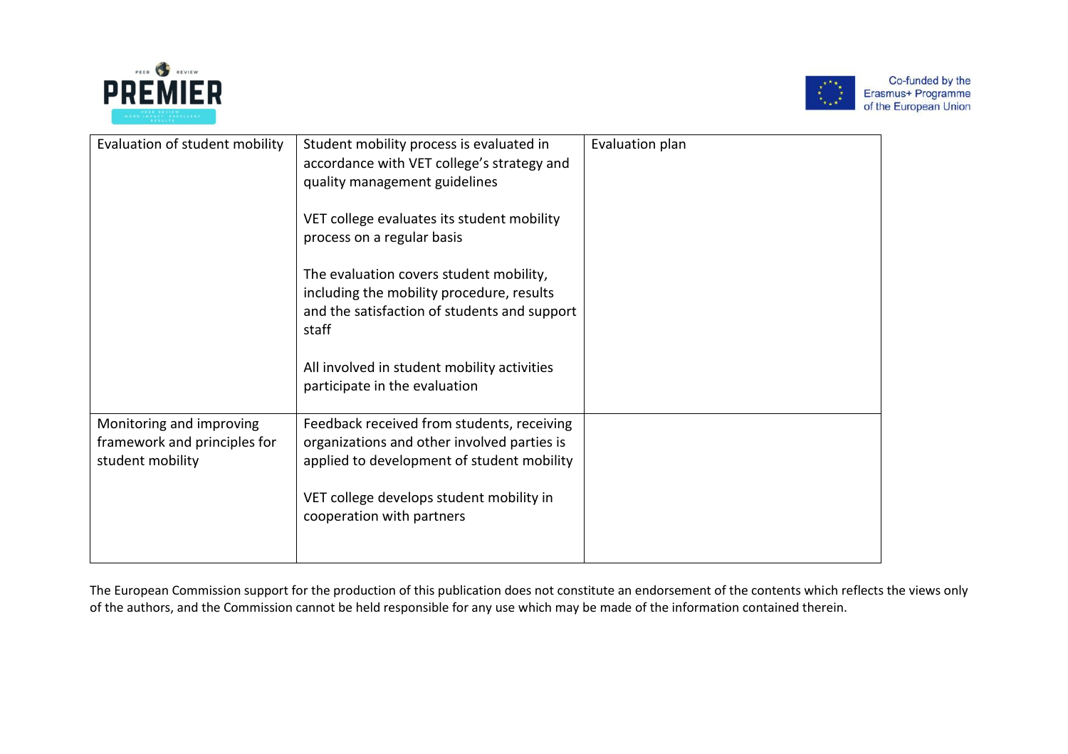| | | |
|---|---|---|
| Evaluation of student mobility | Student mobility process is evaluated in accordance with VET college's strategy and quality management guidelines<br><br>VET college evaluates its student mobility process on a regular basis<br><br>The evaluation covers student mobility, including the mobility procedure, results and the satisfaction of students and support staff<br><br>All involved in student mobility activities participate in the evaluation | Evaluation plan |
| Monitoring and improving framework and principles for student mobility | Feedback received from students, receiving organizations and other involved parties is applied to development of student mobility<br><br>VET college develops student mobility in cooperation with partners | |

The European Commission support for the production of this publication does not constitute an endorsement of the contents which reflects the views only of the authors, and the Commission cannot be held responsible for any use which may be made of the information contained therein.